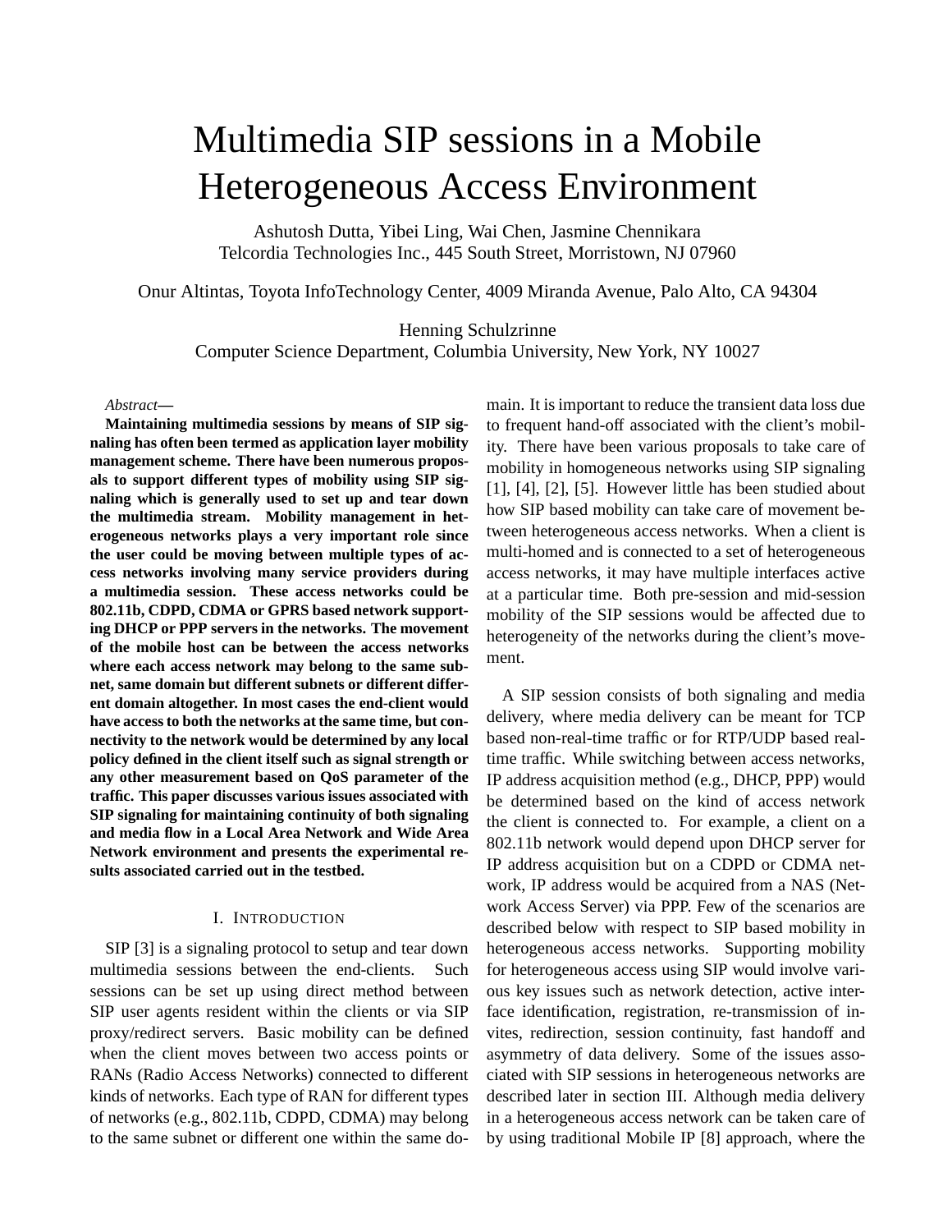# Multimedia SIP sessions in a Mobile Heterogeneous Access Environment

Ashutosh Dutta, Yibei Ling, Wai Chen, Jasmine Chennikara
Telcordia Technologies Inc., 445 South Street, Morristown, NJ 07960

Onur Altintas, Toyota InfoTechnology Center, 4009 Miranda Avenue, Palo Alto, CA 94304

Henning Schulzrinne
Computer Science Department, Columbia University, New York, NY 10027

*Abstract*—

**Maintaining multimedia sessions by means of SIP signaling has often been termed as application layer mobility management scheme. There have been numerous proposals to support different types of mobility using SIP signaling which is generally used to set up and tear down the multimedia stream. Mobility management in heterogeneous networks plays a very important role since the user could be moving between multiple types of access networks involving many service providers during a multimedia session. These access networks could be 802.11b, CDPD, CDMA or GPRS based network supporting DHCP or PPP servers in the networks. The movement of the mobile host can be between the access networks where each access network may belong to the same subnet, same domain but different subnets or different different domain altogether. In most cases the end-client would have access to both the networks at the same time, but connectivity to the network would be determined by any local policy defined in the client itself such as signal strength or any other measurement based on QoS parameter of the traffic. This paper discusses various issues associated with SIP signaling for maintaining continuity of both signaling and media flow in a Local Area Network and Wide Area Network environment and presents the experimental results associated carried out in the testbed.**

## I. Introduction

SIP [3] is a signaling protocol to setup and tear down multimedia sessions between the end-clients. Such sessions can be set up using direct method between SIP user agents resident within the clients or via SIP proxy/redirect servers. Basic mobility can be defined when the client moves between two access points or RANs (Radio Access Networks) connected to different kinds of networks. Each type of RAN for different types of networks (e.g., 802.11b, CDPD, CDMA) may belong to the same subnet or different one within the same domain. It is important to reduce the transient data loss due to frequent hand-off associated with the client's mobility. There have been various proposals to take care of mobility in homogeneous networks using SIP signaling [1], [4], [2], [5]. However little has been studied about how SIP based mobility can take care of movement between heterogeneous access networks. When a client is multi-homed and is connected to a set of heterogeneous access networks, it may have multiple interfaces active at a particular time. Both pre-session and mid-session mobility of the SIP sessions would be affected due to heterogeneity of the networks during the client's movement.

A SIP session consists of both signaling and media delivery, where media delivery can be meant for TCP based non-real-time traffic or for RTP/UDP based real-time traffic. While switching between access networks, IP address acquisition method (e.g., DHCP, PPP) would be determined based on the kind of access network the client is connected to. For example, a client on a 802.11b network would depend upon DHCP server for IP address acquisition but on a CDPD or CDMA network, IP address would be acquired from a NAS (Network Access Server) via PPP. Few of the scenarios are described below with respect to SIP based mobility in heterogeneous access networks. Supporting mobility for heterogeneous access using SIP would involve various key issues such as network detection, active interface identification, registration, re-transmission of invites, redirection, session continuity, fast handoff and asymmetry of data delivery. Some of the issues associated with SIP sessions in heterogeneous networks are described later in section III. Although media delivery in a heterogeneous access network can be taken care of by using traditional Mobile IP [8] approach, where the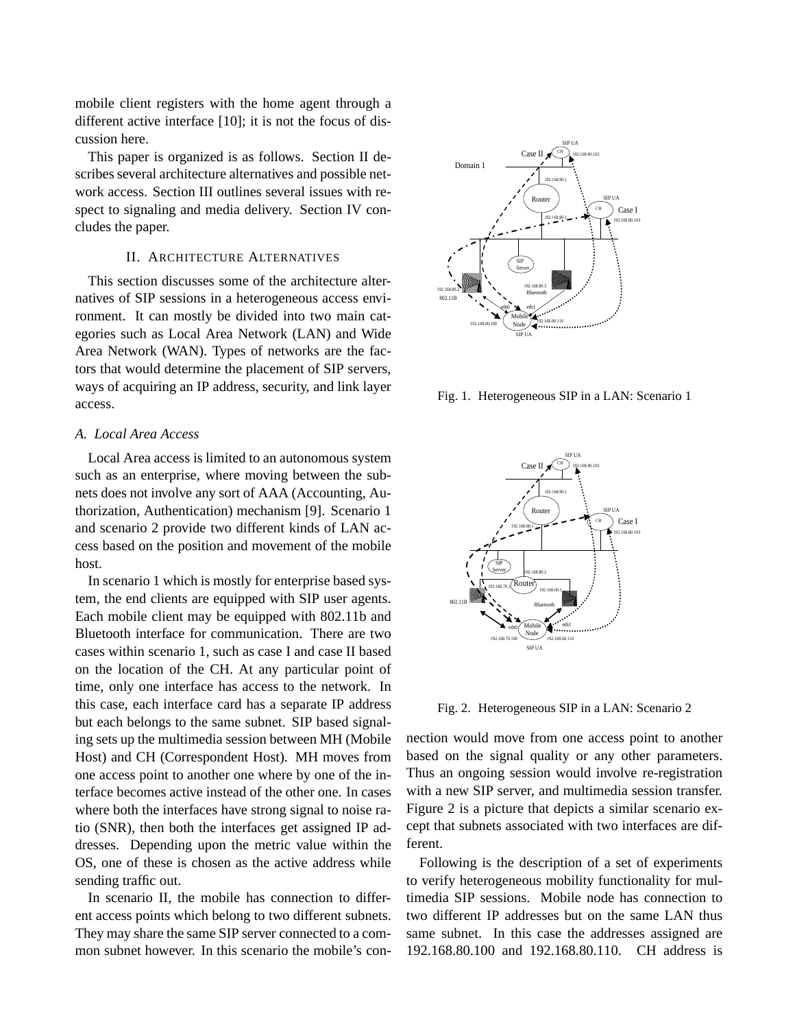mobile client registers with the home agent through a different active interface [10]; it is not the focus of discussion here.

This paper is organized is as follows. Section II describes several architecture alternatives and possible network access. Section III outlines several issues with respect to signaling and media delivery. Section IV concludes the paper.

## II. Architecture Alternatives

This section discusses some of the architecture alternatives of SIP sessions in a heterogeneous access environment. It can mostly be divided into two main categories such as Local Area Network (LAN) and Wide Area Network (WAN). Types of networks are the factors that would determine the placement of SIP servers, ways of acquiring an IP address, security, and link layer access.

### *A. Local Area Access*

Local Area access is limited to an autonomous system such as an enterprise, where moving between the subnets does not involve any sort of AAA (Accounting, Authorization, Authentication) mechanism [9]. Scenario 1 and scenario 2 provide two different kinds of LAN access based on the position and movement of the mobile host.

In scenario 1 which is mostly for enterprise based system, the end clients are equipped with SIP user agents. Each mobile client may be equipped with 802.11b and Bluetooth interface for communication. There are two cases within scenario 1, such as case I and case II based on the location of the CH. At any particular point of time, only one interface has access to the network. In this case, each interface card has a separate IP address but each belongs to the same subnet. SIP based signaling sets up the multimedia session between MH (Mobile Host) and CH (Correspondent Host). MH moves from one access point to another one where by one of the interface becomes active instead of the other one. In cases where both the interfaces have strong signal to noise ratio (SNR), then both the interfaces get assigned IP addresses. Depending upon the metric value within the OS, one of these is chosen as the active address while sending traffic out.

In scenario II, the mobile has connection to different access points which belong to two different subnets. They may share the same SIP server connected to a common subnet however. In this scenario the mobile's connection would move from one access point to another based on the signal quality or any other parameters. Thus an ongoing session would involve re-registration with a new SIP server, and multimedia session transfer. Figure 2 is a picture that depicts a similar scenario except that subnets associated with two interfaces are different.

Fig. 1. Heterogeneous SIP in a LAN: Scenario 1

Fig. 2. Heterogeneous SIP in a LAN: Scenario 2

Following is the description of a set of experiments to verify heterogeneous mobility functionality for multimedia SIP sessions. Mobile node has connection to two different IP addresses but on the same LAN thus same subnet. In this case the addresses assigned are 192.168.80.100 and 192.168.80.110. CH address is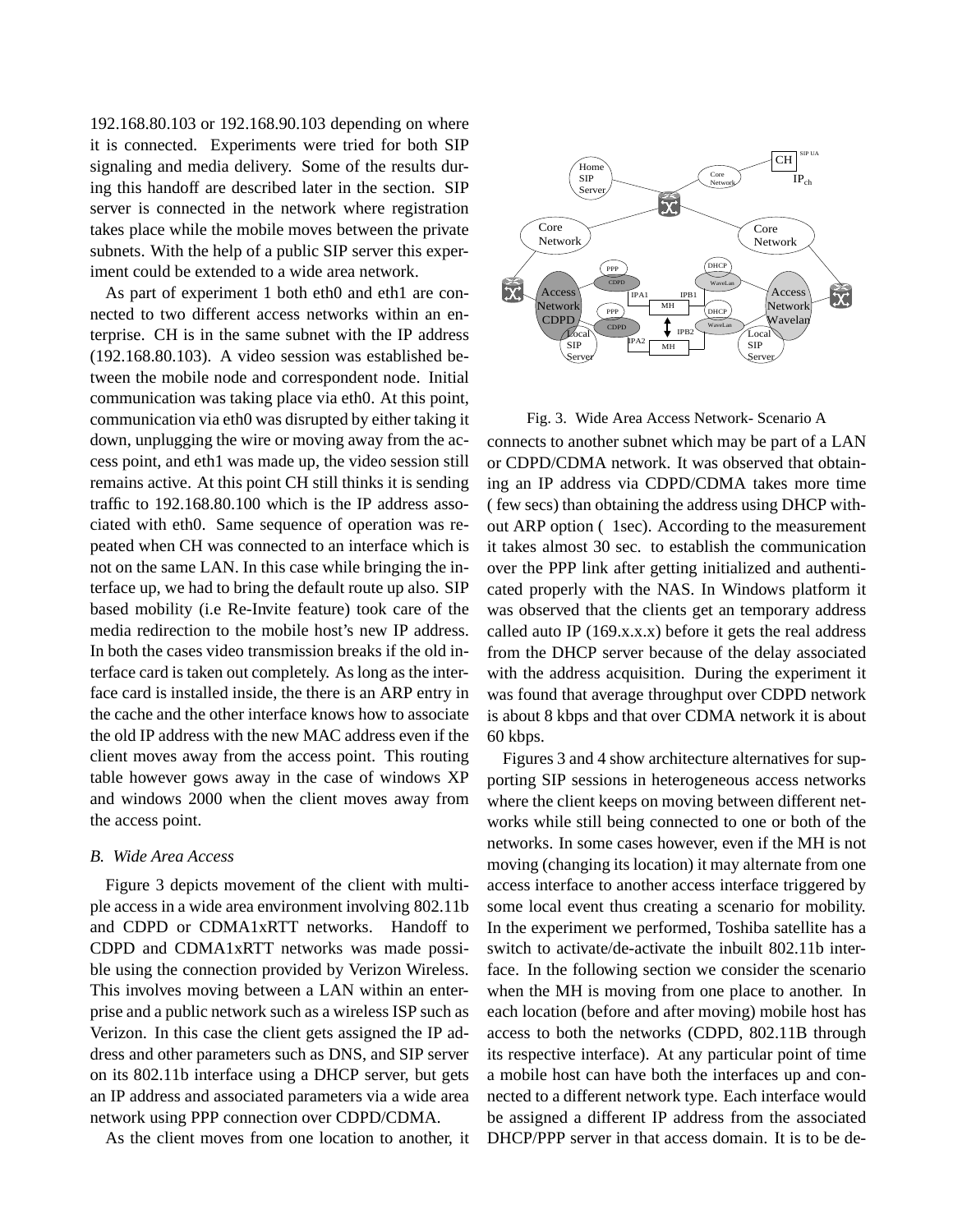192.168.80.103 or 192.168.90.103 depending on where it is connected. Experiments were tried for both SIP signaling and media delivery. Some of the results during this handoff are described later in the section. SIP server is connected in the network where registration takes place while the mobile moves between the private subnets. With the help of a public SIP server this experiment could be extended to a wide area network.

As part of experiment 1 both eth0 and eth1 are connected to two different access networks within an enterprise. CH is in the same subnet with the IP address (192.168.80.103). A video session was established between the mobile node and correspondent node. Initial communication was taking place via eth0. At this point, communication via eth0 was disrupted by either taking it down, unplugging the wire or moving away from the access point, and eth1 was made up, the video session still remains active. At this point CH still thinks it is sending traffic to 192.168.80.100 which is the IP address associated with eth0. Same sequence of operation was repeated when CH was connected to an interface which is not on the same LAN. In this case while bringing the interface up, we had to bring the default route up also. SIP based mobility (i.e Re-Invite feature) took care of the media redirection to the mobile host's new IP address. In both the cases video transmission breaks if the old interface card is taken out completely. As long as the interface card is installed inside, the there is an ARP entry in the cache and the other interface knows how to associate the old IP address with the new MAC address even if the client moves away from the access point. This routing table however gows away in the case of windows XP and windows 2000 when the client moves away from the access point.

### *B. Wide Area Access*

Figure 3 depicts movement of the client with multiple access in a wide area environment involving 802.11b and CDPD or CDMA1xRTT networks. Handoff to CDPD and CDMA1xRTT networks was made possible using the connection provided by Verizon Wireless. This involves moving between a LAN within an enterprise and a public network such as a wireless ISP such as Verizon. In this case the client gets assigned the IP address and other parameters such as DNS, and SIP server on its 802.11b interface using a DHCP server, but gets an IP address and associated parameters via a wide area network using PPP connection over CDPD/CDMA.

As the client moves from one location to another, it connects to another subnet which may be part of a LAN or CDPD/CDMA network. It was observed that obtaining an IP address via CDPD/CDMA takes more time ( few secs) than obtaining the address using DHCP without ARP option ( 1sec). According to the measurement it takes almost 30 sec. to establish the communication over the PPP link after getting initialized and authenticated properly with the NAS. In Windows platform it was observed that the clients get an temporary address called auto IP (169.x.x.x) before it gets the real address from the DHCP server because of the delay associated with the address acquisition. During the experiment it was found that average throughput over CDPD network is about 8 kbps and that over CDMA network it is about 60 kbps.

Fig. 3. Wide Area Access Network- Scenario A

Figures 3 and 4 show architecture alternatives for supporting SIP sessions in heterogeneous access networks where the client keeps on moving between different networks while still being connected to one or both of the networks. In some cases however, even if the MH is not moving (changing its location) it may alternate from one access interface to another access interface triggered by some local event thus creating a scenario for mobility. In the experiment we performed, Toshiba satellite has a switch to activate/de-activate the inbuilt 802.11b interface. In the following section we consider the scenario when the MH is moving from one place to another. In each location (before and after moving) mobile host has access to both the networks (CDPD, 802.11B through its respective interface). At any particular point of time a mobile host can have both the interfaces up and connected to a different network type. Each interface would be assigned a different IP address from the associated DHCP/PPP server in that access domain. It is to be de-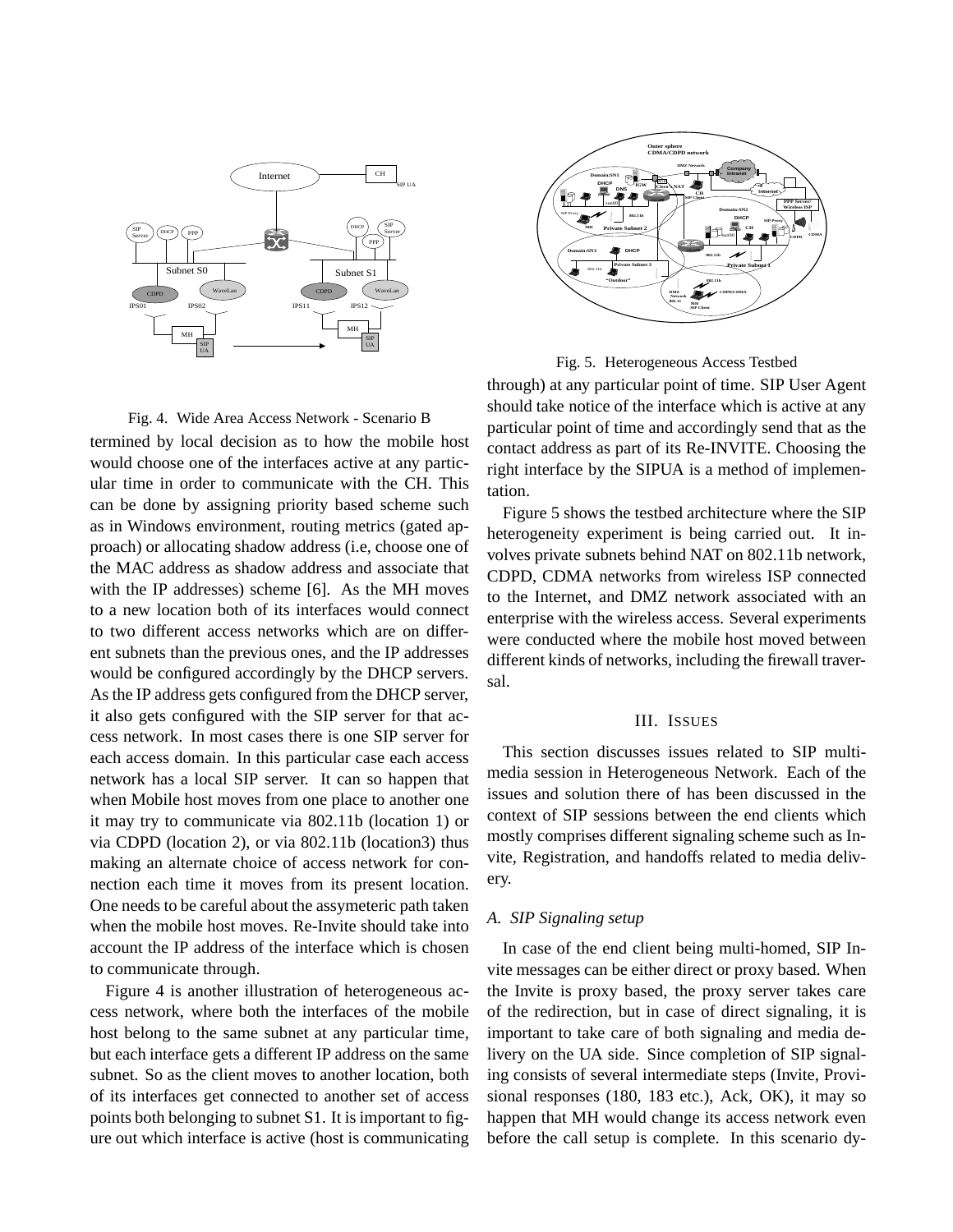Fig. 4. Wide Area Access Network - Scenario B

termined by local decision as to how the mobile host would choose one of the interfaces active at any particular time in order to communicate with the CH. This can be done by assigning priority based scheme such as in Windows environment, routing metrics (gated approach) or allocating shadow address (i.e, choose one of the MAC address as shadow address and associate that with the IP addresses) scheme [6]. As the MH moves to a new location both of its interfaces would connect to two different access networks which are on different subnets than the previous ones, and the IP addresses would be configured accordingly by the DHCP servers. As the IP address gets configured from the DHCP server, it also gets configured with the SIP server for that access network. In most cases there is one SIP server for each access domain. In this particular case each access network has a local SIP server. It can so happen that when Mobile host moves from one place to another one it may try to communicate via 802.11b (location 1) or via CDPD (location 2), or via 802.11b (location3) thus making an alternate choice of access network for connection each time it moves from its present location. One needs to be careful about the assymeteric path taken when the mobile host moves. Re-Invite should take into account the IP address of the interface which is chosen to communicate through.

Figure 4 is another illustration of heterogeneous access network, where both the interfaces of the mobile host belong to the same subnet at any particular time, but each interface gets a different IP address on the same subnet. So as the client moves to another location, both of its interfaces get connected to another set of access points both belonging to subnet S1. It is important to figure out which interface is active (host is communicating through) at any particular point of time. SIP User Agent should take notice of the interface which is active at any particular point of time and accordingly send that as the contact address as part of its Re-INVITE. Choosing the right interface by the SIPUA is a method of implementation.

Fig. 5. Heterogeneous Access Testbed

Figure 5 shows the testbed architecture where the SIP heterogeneity experiment is being carried out. It involves private subnets behind NAT on 802.11b network, CDPD, CDMA networks from wireless ISP connected to the Internet, and DMZ network associated with an enterprise with the wireless access. Several experiments were conducted where the mobile host moved between different kinds of networks, including the firewall traversal.

## III. Issues

This section discusses issues related to SIP multimedia session in Heterogeneous Network. Each of the issues and solution there of has been discussed in the context of SIP sessions between the end clients which mostly comprises different signaling scheme such as Invite, Registration, and handoffs related to media delivery.

### A. SIP Signaling setup

In case of the end client being multi-homed, SIP Invite messages can be either direct or proxy based. When the Invite is proxy based, the proxy server takes care of the redirection, but in case of direct signaling, it is important to take care of both signaling and media delivery on the UA side. Since completion of SIP signaling consists of several intermediate steps (Invite, Provisional responses (180, 183 etc.), Ack, OK), it may so happen that MH would change its access network even before the call setup is complete. In this scenario dy-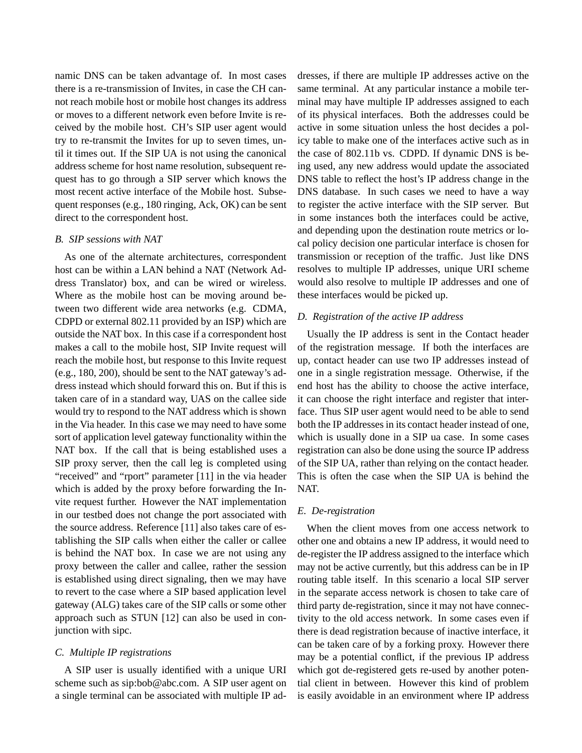namic DNS can be taken advantage of. In most cases there is a re-transmission of Invites, in case the CH cannot reach mobile host or mobile host changes its address or moves to a different network even before Invite is received by the mobile host. CH's SIP user agent would try to re-transmit the Invites for up to seven times, until it times out. If the SIP UA is not using the canonical address scheme for host name resolution, subsequent request has to go through a SIP server which knows the most recent active interface of the Mobile host. Subsequent responses (e.g., 180 ringing, Ack, OK) can be sent direct to the correspondent host.

### *B. SIP sessions with NAT*

As one of the alternate architectures, correspondent host can be within a LAN behind a NAT (Network Address Translator) box, and can be wired or wireless. Where as the mobile host can be moving around between two different wide area networks (e.g. CDMA, CDPD or external 802.11 provided by an ISP) which are outside the NAT box. In this case if a correspondent host makes a call to the mobile host, SIP Invite request will reach the mobile host, but response to this Invite request (e.g., 180, 200), should be sent to the NAT gateway's address instead which should forward this on. But if this is taken care of in a standard way, UAS on the callee side would try to respond to the NAT address which is shown in the Via header. In this case we may need to have some sort of application level gateway functionality within the NAT box. If the call that is being established uses a SIP proxy server, then the call leg is completed using "received" and "rport" parameter [11] in the via header which is added by the proxy before forwarding the Invite request further. However the NAT implementation in our testbed does not change the port associated with the source address. Reference [11] also takes care of establishing the SIP calls when either the caller or callee is behind the NAT box. In case we are not using any proxy between the caller and callee, rather the session is established using direct signaling, then we may have to revert to the case where a SIP based application level gateway (ALG) takes care of the SIP calls or some other approach such as STUN [12] can also be used in conjunction with sipc.

### *C. Multiple IP registrations*

A SIP user is usually identified with a unique URI scheme such as sip:bob@abc.com. A SIP user agent on a single terminal can be associated with multiple IP addresses, if there are multiple IP addresses active on the same terminal. At any particular instance a mobile terminal may have multiple IP addresses assigned to each of its physical interfaces. Both the addresses could be active in some situation unless the host decides a policy table to make one of the interfaces active such as in the case of 802.11b vs. CDPD. If dynamic DNS is being used, any new address would update the associated DNS table to reflect the host's IP address change in the DNS database. In such cases we need to have a way to register the active interface with the SIP server. But in some instances both the interfaces could be active, and depending upon the destination route metrics or local policy decision one particular interface is chosen for transmission or reception of the traffic. Just like DNS resolves to multiple IP addresses, unique URI scheme would also resolve to multiple IP addresses and one of these interfaces would be picked up.

### *D. Registration of the active IP address*

Usually the IP address is sent in the Contact header of the registration message. If both the interfaces are up, contact header can use two IP addresses instead of one in a single registration message. Otherwise, if the end host has the ability to choose the active interface, it can choose the right interface and register that interface. Thus SIP user agent would need to be able to send both the IP addresses in its contact header instead of one, which is usually done in a SIP ua case. In some cases registration can also be done using the source IP address of the SIP UA, rather than relying on the contact header. This is often the case when the SIP UA is behind the NAT.

### *E. De-registration*

When the client moves from one access network to other one and obtains a new IP address, it would need to de-register the IP address assigned to the interface which may not be active currently, but this address can be in IP routing table itself. In this scenario a local SIP server in the separate access network is chosen to take care of third party de-registration, since it may not have connectivity to the old access network. In some cases even if there is dead registration because of inactive interface, it can be taken care of by a forking proxy. However there may be a potential conflict, if the previous IP address which got de-registered gets re-used by another potential client in between. However this kind of problem is easily avoidable in an environment where IP address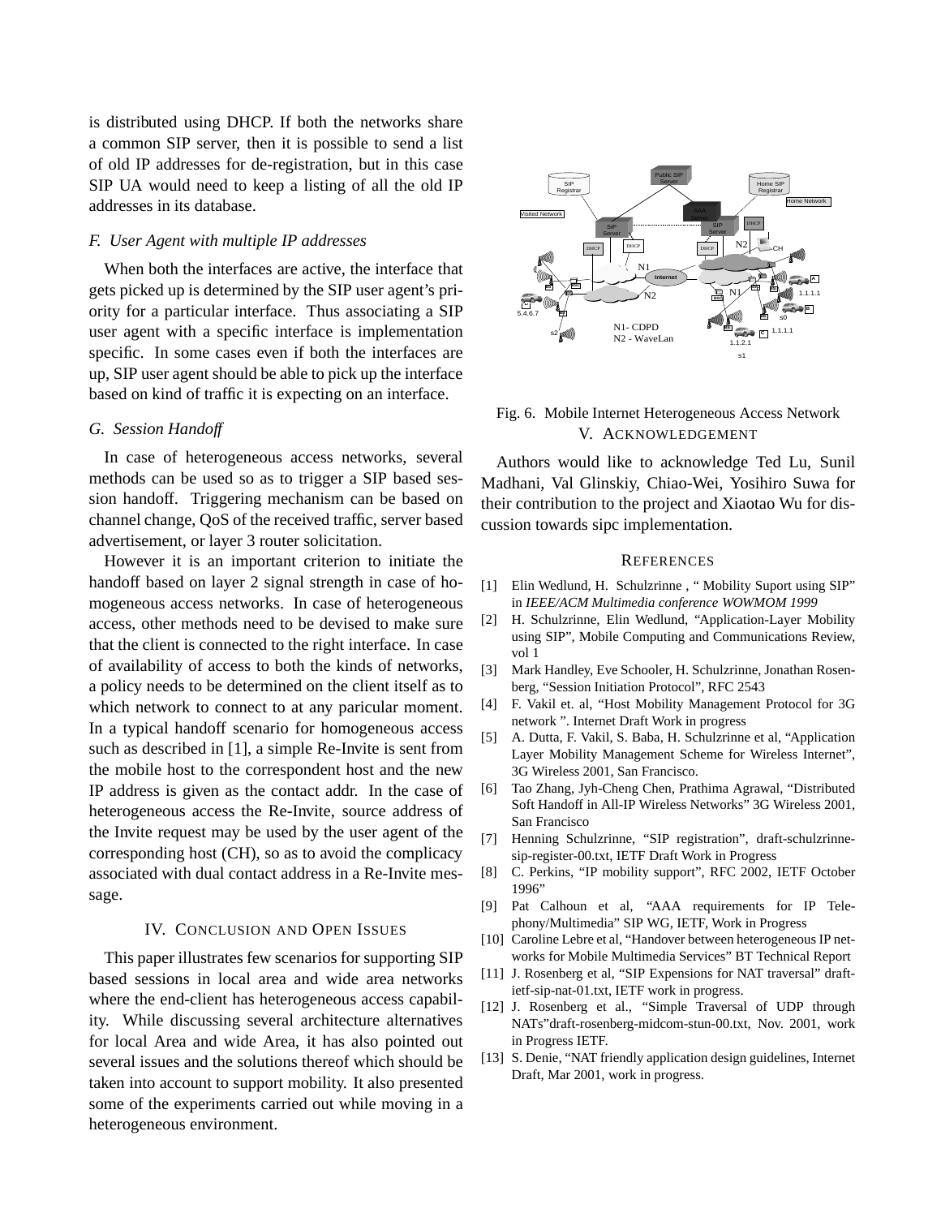is distributed using DHCP. If both the networks share a common SIP server, then it is possible to send a list of old IP addresses for de-registration, but in this case SIP UA would need to keep a listing of all the old IP addresses in its database.

### *F. User Agent with multiple IP addresses*

When both the interfaces are active, the interface that gets picked up is determined by the SIP user agent's priority for a particular interface. Thus associating a SIP user agent with a specific interface is implementation specific. In some cases even if both the interfaces are up, SIP user agent should be able to pick up the interface based on kind of traffic it is expecting on an interface.

### *G. Session Handoff*

In case of heterogeneous access networks, several methods can be used so as to trigger a SIP based session handoff. Triggering mechanism can be based on channel change, QoS of the received traffic, server based advertisement, or layer 3 router solicitation.

However it is an important criterion to initiate the handoff based on layer 2 signal strength in case of homogeneous access networks. In case of heterogeneous access, other methods need to be devised to make sure that the client is connected to the right interface. In case of availability of access to both the kinds of networks, a policy needs to be determined on the client itself as to which network to connect to at any paricular moment. In a typical handoff scenario for homogeneous access such as described in [1], a simple Re-Invite is sent from the mobile host to the correspondent host and the new IP address is given as the contact addr. In the case of heterogeneous access the Re-Invite, source address of the Invite request may be used by the user agent of the corresponding host (CH), so as to avoid the complicacy associated with dual contact address in a Re-Invite message.

## IV. Conclusion and Open Issues

This paper illustrates few scenarios for supporting SIP based sessions in local area and wide area networks where the end-client has heterogeneous access capability. While discussing several architecture alternatives for local Area and wide Area, it has also pointed out several issues and the solutions thereof which should be taken into account to support mobility. It also presented some of the experiments carried out while moving in a heterogeneous environment.

Public SIP Server
SIP Registrar
Home SIP Registrar
Home Network
Visited Network
AAA
SIP Server
SIP Server
DHCP
DHCP
DHCP
DHCP
N2
CH
N1
Internet
N2
N1
A
1.1.1.1
B
s0
5.4.6.7
1.1.1.1
C
s2
N1- CDPD
N2 - WaveLan
1.1.2.1
s1

Fig. 6. Mobile Internet Heterogeneous Access Network

## V. Acknowledgement

Authors would like to acknowledge Ted Lu, Sunil Madhani, Val Glinskiy, Chiao-Wei, Yosihiro Suwa for their contribution to the project and Xiaotao Wu for discussion towards sipc implementation.

## References

[1] Elin Wedlund, H. Schulzrinne , " Mobility Suport using SIP" in *IEEE/ACM Multimedia conference WOWMOM 1999*

[2] H. Schulzrinne, Elin Wedlund, "Application-Layer Mobility using SIP", Mobile Computing and Communications Review, vol 1

[3] Mark Handley, Eve Schooler, H. Schulzrinne, Jonathan Rosenberg, "Session Initiation Protocol", RFC 2543

[4] F. Vakil et. al, "Host Mobility Management Protocol for 3G network ". Internet Draft Work in progress

[5] A. Dutta, F. Vakil, S. Baba, H. Schulzrinne et al, "Application Layer Mobility Management Scheme for Wireless Internet", 3G Wireless 2001, San Francisco.

[6] Tao Zhang, Jyh-Cheng Chen, Prathima Agrawal, "Distributed Soft Handoff in All-IP Wireless Networks" 3G Wireless 2001, San Francisco

[7] Henning Schulzrinne, "SIP registration", draft-schulzrinne-sip-register-00.txt, IETF Draft Work in Progress

[8] C. Perkins, "IP mobility support", RFC 2002, IETF October 1996"

[9] Pat Calhoun et al, "AAA requirements for IP Telephony/Multimedia" SIP WG, IETF, Work in Progress

[10] Caroline Lebre et al, "Handover between heterogeneous IP networks for Mobile Multimedia Services" BT Technical Report

[11] J. Rosenberg et al, "SIP Expensions for NAT traversal" draft-ietf-sip-nat-01.txt, IETF work in progress.

[12] J. Rosenberg et al., "Simple Traversal of UDP through NATs"draft-rosenberg-midcom-stun-00.txt, Nov. 2001, work in Progress IETF.

[13] S. Denie, "NAT friendly application design guidelines, Internet Draft, Mar 2001, work in progress.